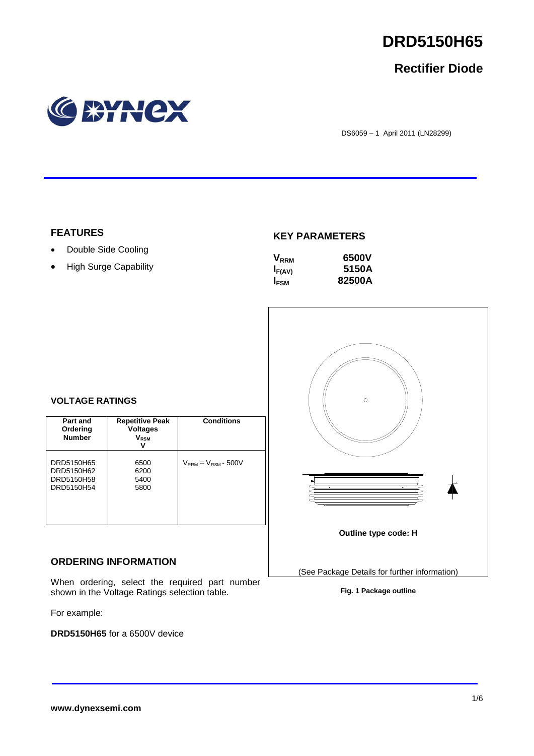# DRD5150H65

## Rectifier Diode

DS6059 – 1 April 2011 (LN28299)

### FEATURES

- Double Side Cooling
- High Surge Capability

### KEY PARAMETERS

| | |
|---|---|
| $V_{RRM}$ | 6500V |
| $I_{F(AV)}$ | 5150A |
| $I_{FSM}$ | 82500A |

### VOLTAGE RATINGS

| Part and Ordering Number | Repetitive Peak Voltages $V_{RSM}$ V | Conditions |
|---|---|---|
| DRD5150H65<br>DRD5150H62<br>DRD5150H58<br>DRD5150H54 | 6500<br>6200<br>5400<br>5800 | $V_{RRM} = V_{RSM}$ - 500V |

Outline type code: H

(See Package Details for further information)

**Fig. 1 Package outline**

### ORDERING INFORMATION

When ordering, select the required part number shown in the Voltage Ratings selection table.

For example:

**DRD5150H65** for a 6500V device

**www.dynexsemi.com**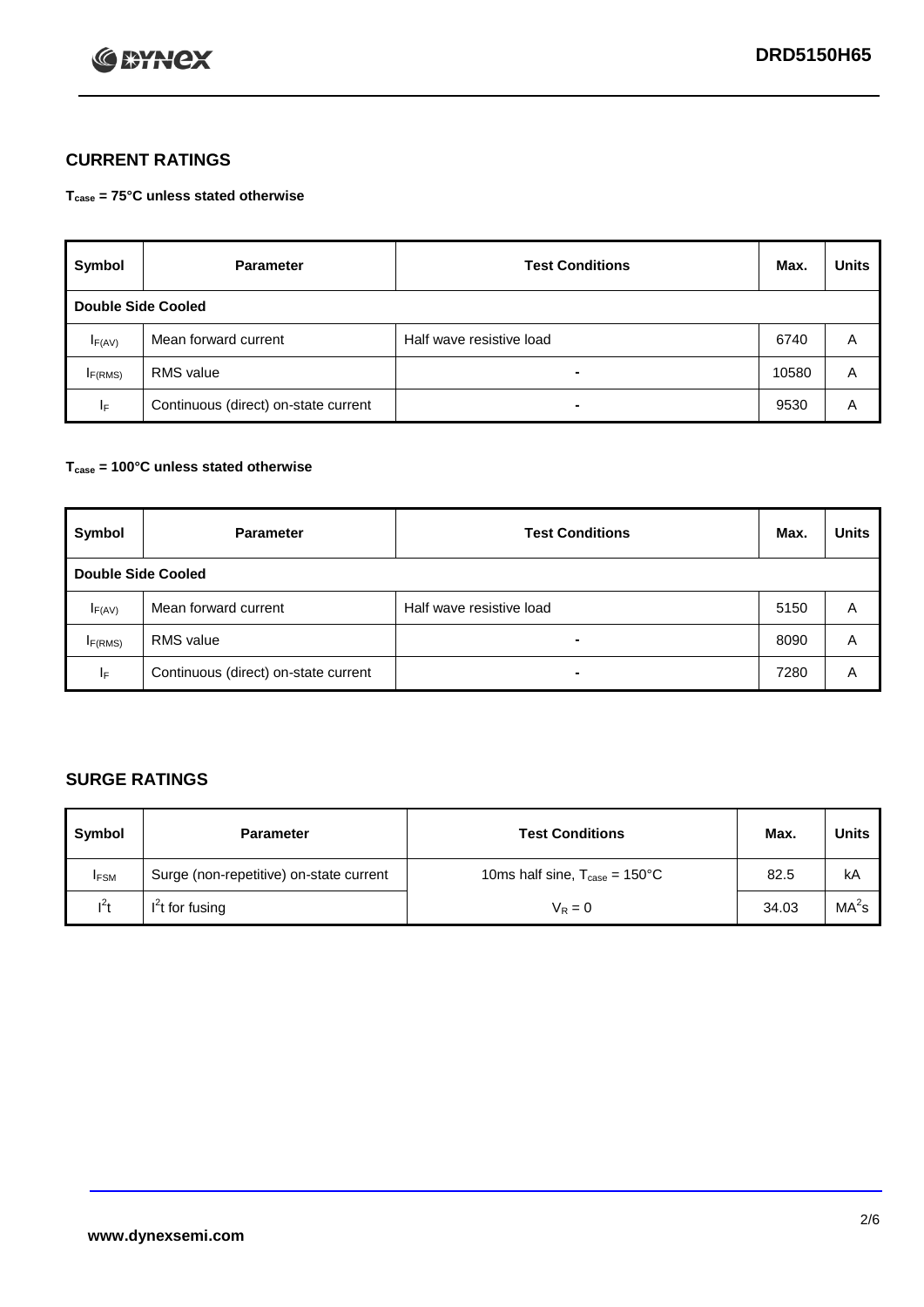## CURRENT RATINGS

**$T_{case}$ = 75°C unless stated otherwise**

| Symbol | Parameter | Test Conditions | Max. | Units |
|---|---|---|---|---|
| **Double Side Cooled** | | | | |
| $I_{F(AV)}$ | Mean forward current | Half wave resistive load | 6740 | A |
| $I_{F(RMS)}$ | RMS value | - | 10580 | A |
| $I_F$ | Continuous (direct) on-state current | - | 9530 | A |

**$T_{case}$ = 100°C unless stated otherwise**

| Symbol | Parameter | Test Conditions | Max. | Units |
|---|---|---|---|---|
| **Double Side Cooled** | | | | |
| $I_{F(AV)}$ | Mean forward current | Half wave resistive load | 5150 | A |
| $I_{F(RMS)}$ | RMS value | - | 8090 | A |
| $I_F$ | Continuous (direct) on-state current | - | 7280 | A |

## SURGE RATINGS

| Symbol | Parameter | Test Conditions | Max. | Units |
|---|---|---|---|---|
| $I_{FSM}$ | Surge (non-repetitive) on-state current | 10ms half sine, $T_{case}$ = 150°C | 82.5 | kA |
| $I^2t$ | $I^2t$ for fusing | $V_R = 0$ | 34.03 | $MA^2s$ |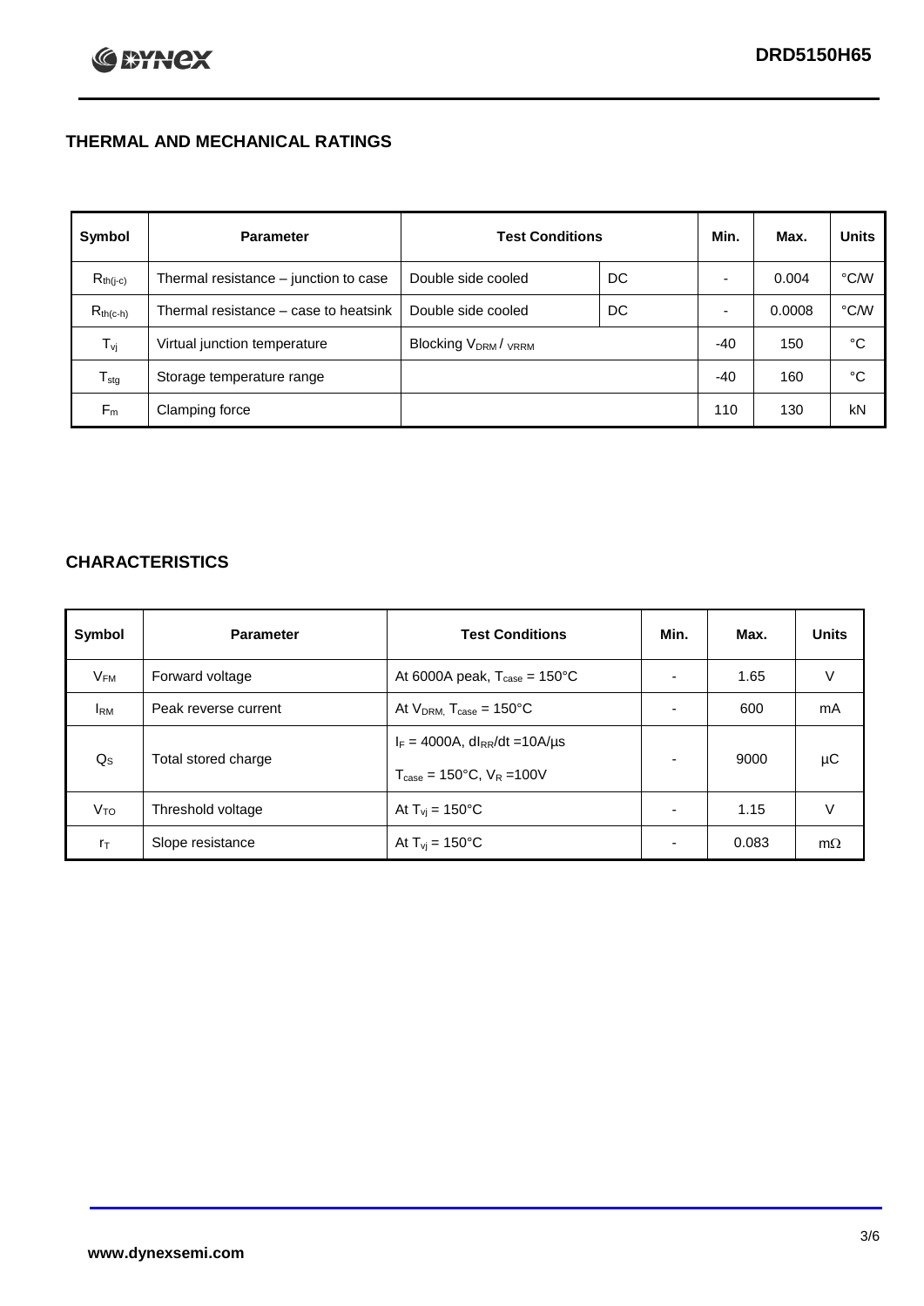## THERMAL AND MECHANICAL RATINGS

| Symbol | Parameter | Test Conditions | | Min. | Max. | Units |
|---|---|---|---|---|---|---|
| $R_{th(j-c)}$ | Thermal resistance – junction to case | Double side cooled | DC | - | 0.004 | °C/W |
| $R_{th(c-h)}$ | Thermal resistance – case to heatsink | Double side cooled | DC | - | 0.0008 | °C/W |
| $T_{vj}$ | Virtual junction temperature | Blocking $V_{DRM}$ / $_{VRRM}$ | | -40 | 150 | °C |
| $T_{stg}$ | Storage temperature range | | | -40 | 160 | °C |
| $F_m$ | Clamping force | | | 110 | 130 | kN |

## CHARACTERISTICS

| Symbol | Parameter | Test Conditions | Min. | Max. | Units |
|---|---|---|---|---|---|
| $V_{FM}$ | Forward voltage | At 6000A peak, $T_{case}$ = 150°C | - | 1.65 | V |
| $I_{RM}$ | Peak reverse current | At $V_{DRM}$, $T_{case}$ = 150°C | - | 600 | mA |
| $Q_S$ | Total stored charge | $I_F$ = 4000A, $dI_{RR}/dt$ =10A/µs<br>$T_{case}$ = 150°C, $V_R$ =100V | - | 9000 | µC |
| $V_{TO}$ | Threshold voltage | At $T_{vj}$ = 150°C | - | 1.15 | V |
| $r_T$ | Slope resistance | At $T_{vj}$ = 150°C | - | 0.083 | mΩ |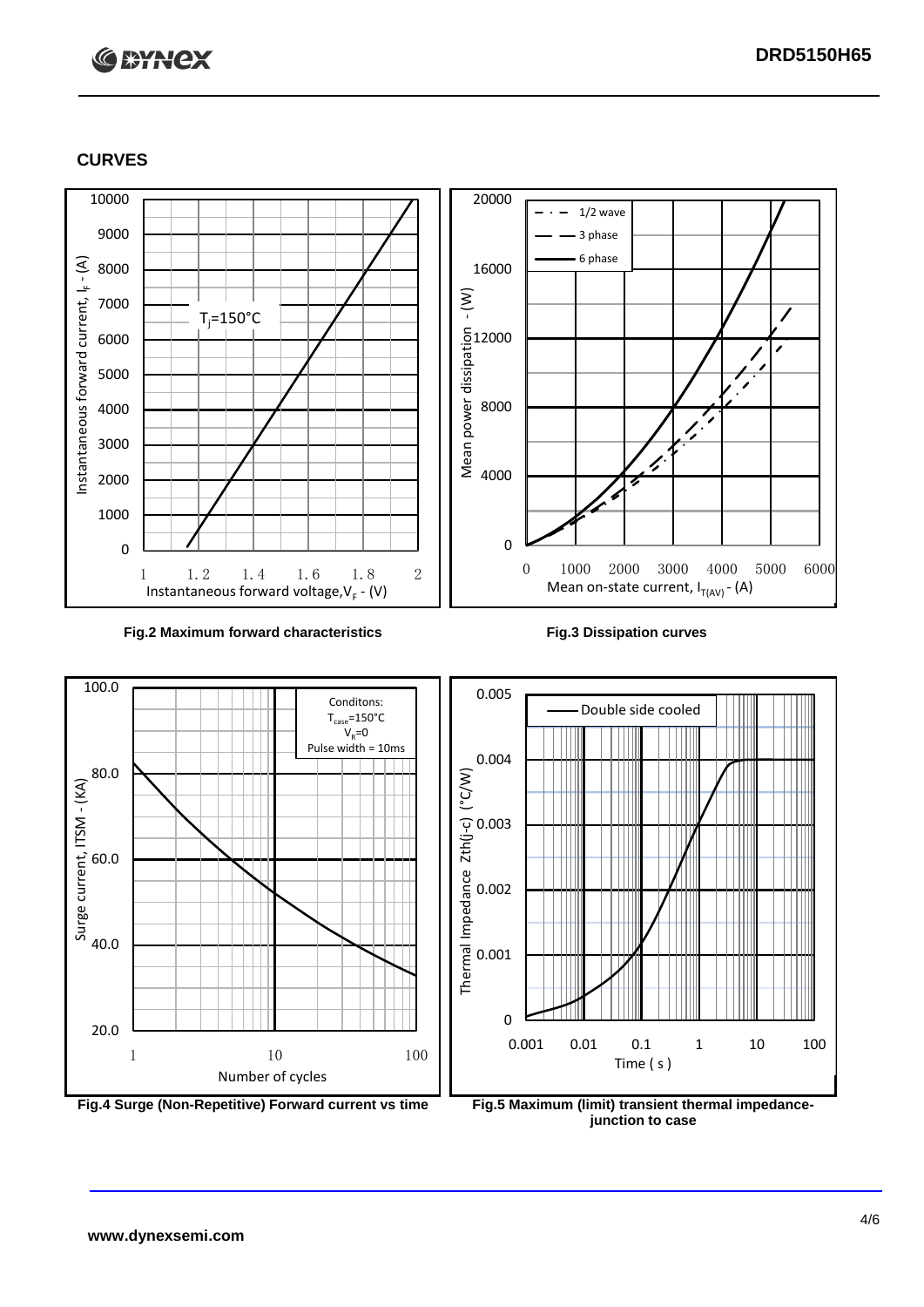## CURVES

Fig.2 Maximum forward characteristics

Fig.3 Dissipation curves

Fig.4 Surge (Non-Repetitive) Forward current vs time

Fig.5 Maximum (limit) transient thermal impedance-junction to case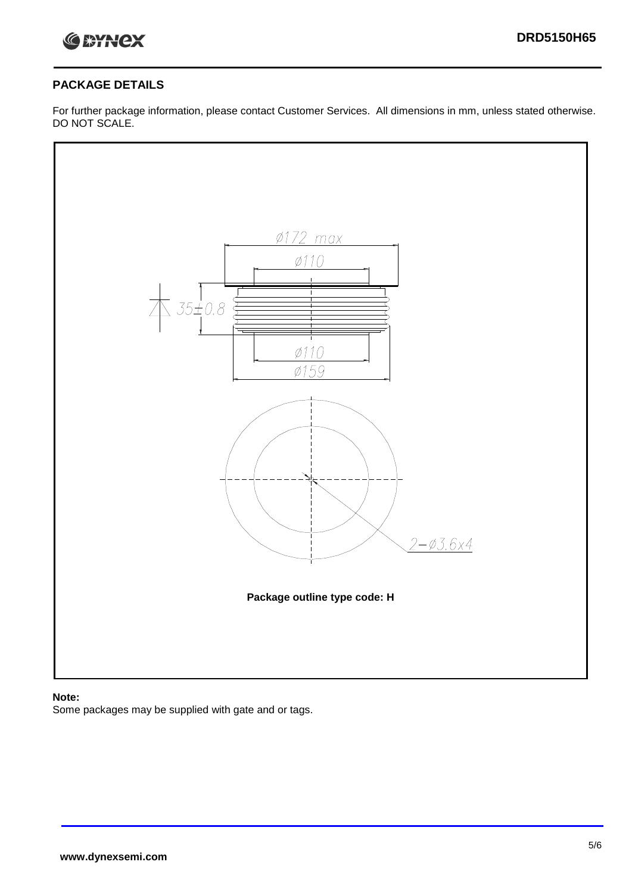## PACKAGE DETAILS

For further package information, please contact Customer Services. All dimensions in mm, unless stated otherwise. DO NOT SCALE.

Ø172 max

Ø110

35±0.8

Ø110

Ø159

2−Ø3.6x4

**Package outline type code: H**

**Note:**

Some packages may be supplied with gate and or tags.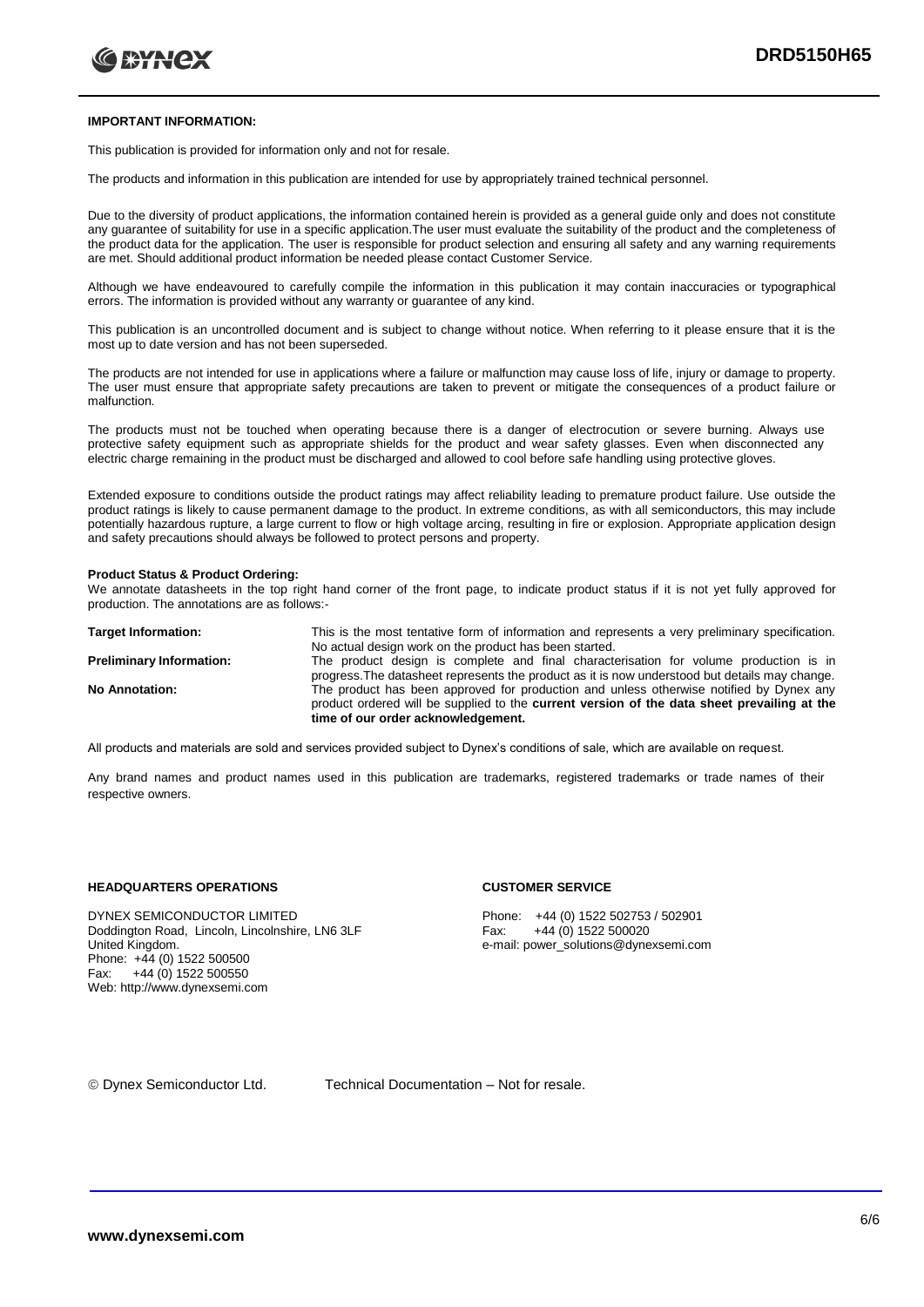**IMPORTANT INFORMATION:**

This publication is provided for information only and not for resale.

The products and information in this publication are intended for use by appropriately trained technical personnel.

Due to the diversity of product applications, the information contained herein is provided as a general guide only and does not constitute any guarantee of suitability for use in a specific application.The user must evaluate the suitability of the product and the completeness of the product data for the application. The user is responsible for product selection and ensuring all safety and any warning requirements are met. Should additional product information be needed please contact Customer Service.

Although we have endeavoured to carefully compile the information in this publication it may contain inaccuracies or typographical errors. The information is provided without any warranty or guarantee of any kind.

This publication is an uncontrolled document and is subject to change without notice. When referring to it please ensure that it is the most up to date version and has not been superseded.

The products are not intended for use in applications where a failure or malfunction may cause loss of life, injury or damage to property. The user must ensure that appropriate safety precautions are taken to prevent or mitigate the consequences of a product failure or malfunction.

The products must not be touched when operating because there is a danger of electrocution or severe burning. Always use protective safety equipment such as appropriate shields for the product and wear safety glasses. Even when disconnected any electric charge remaining in the product must be discharged and allowed to cool before safe handling using protective gloves.

Extended exposure to conditions outside the product ratings may affect reliability leading to premature product failure. Use outside the product ratings is likely to cause permanent damage to the product. In extreme conditions, as with all semiconductors, this may include potentially hazardous rupture, a large current to flow or high voltage arcing, resulting in fire or explosion. Appropriate application design and safety precautions should always be followed to protect persons and property.

**Product Status & Product Ordering:**

We annotate datasheets in the top right hand corner of the front page, to indicate product status if it is not yet fully approved for production. The annotations are as follows:-

| | |
|---|---|
| **Target Information:** | This is the most tentative form of information and represents a very preliminary specification. No actual design work on the product has been started. |
| **Preliminary Information:** | The product design is complete and final characterisation for volume production is in progress.The datasheet represents the product as it is now understood but details may change. |
| **No Annotation:** | The product has been approved for production and unless otherwise notified by Dynex any product ordered will be supplied to the **current version of the data sheet prevailing at the time of our order acknowledgement.** |

All products and materials are sold and services provided subject to Dynex's conditions of sale, which are available on request.

Any brand names and product names used in this publication are trademarks, registered trademarks or trade names of their respective owners.

**HEADQUARTERS OPERATIONS**

DYNEX SEMICONDUCTOR LIMITED
Doddington Road, Lincoln, Lincolnshire, LN6 3LF
United Kingdom.
Phone: +44 (0) 1522 500500
Fax: +44 (0) 1522 500550
Web: http://www.dynexsemi.com

**CUSTOMER SERVICE**

Phone: +44 (0) 1522 502753 / 502901
Fax: +44 (0) 1522 500020
e-mail: power_solutions@dynexsemi.com

© Dynex Semiconductor Ltd. Technical Documentation – Not for resale.